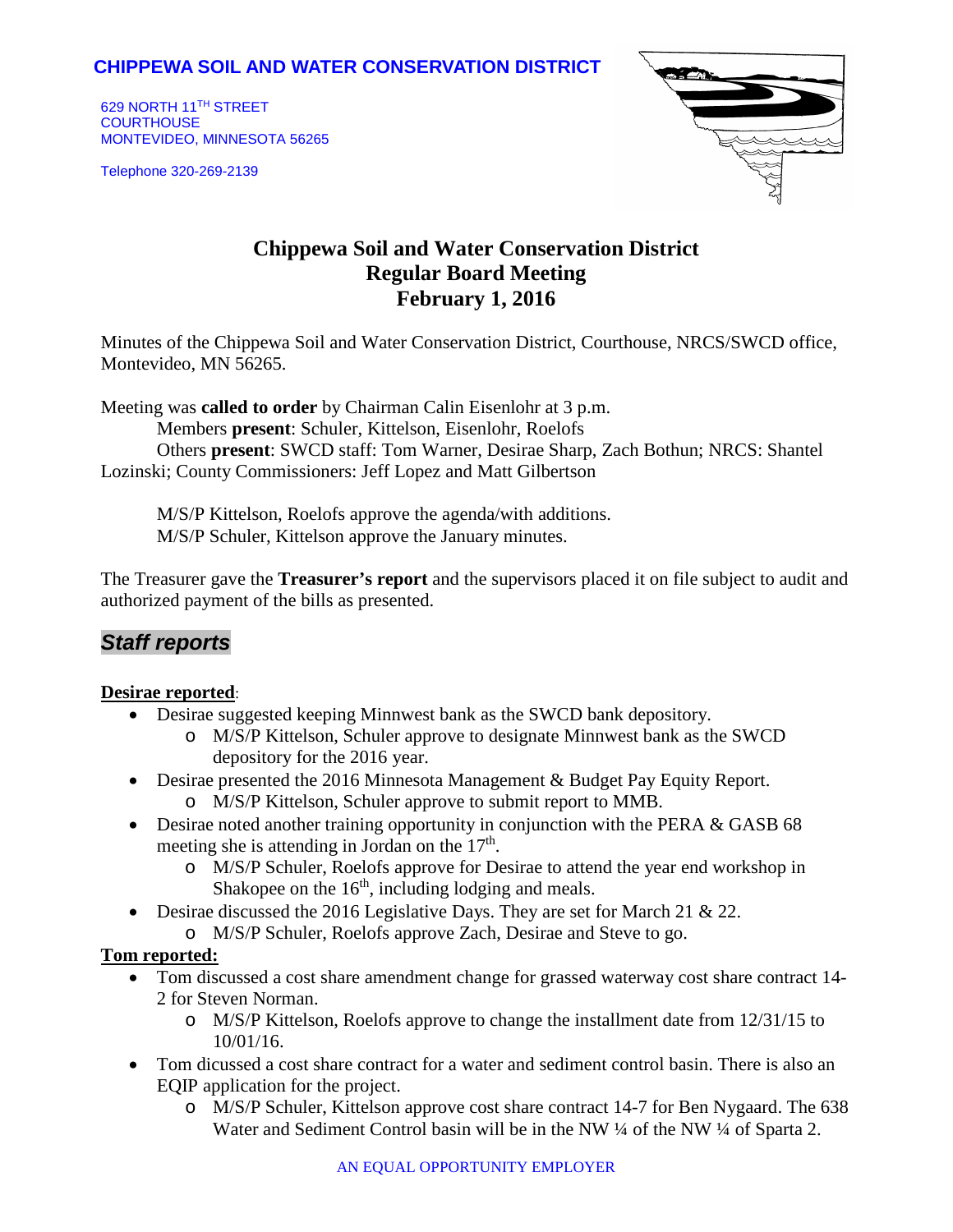**CHIPPEWA SOIL AND WATER CONSERVATION DISTRICT**

629 NORTH 11TH STREET
COURTHOUSE
MONTEVIDEO, MINNESOTA 56265

Telephone 320-269-2139

# Chippewa Soil and Water Conservation District
# Regular Board Meeting
# February 1, 2016

Minutes of the Chippewa Soil and Water Conservation District, Courthouse, NRCS/SWCD office, Montevideo, MN 56265.

Meeting was **called to order** by Chairman Calin Eisenlohr at 3 p.m.
Members **present**: Schuler, Kittelson, Eisenlohr, Roelofs
Others **present**: SWCD staff: Tom Warner, Desirae Sharp, Zach Bothun; NRCS: Shantel Lozinski; County Commissioners: Jeff Lopez and Matt Gilbertson

M/S/P Kittelson, Roelofs approve the agenda/with additions.
M/S/P Schuler, Kittelson approve the January minutes.

The Treasurer gave the **Treasurer's report** and the supervisors placed it on file subject to audit and authorized payment of the bills as presented.

## *Staff reports*

**Desirae reported**:

- Desirae suggested keeping Minnwest bank as the SWCD bank depository.
  - M/S/P Kittelson, Schuler approve to designate Minnwest bank as the SWCD depository for the 2016 year.
- Desirae presented the 2016 Minnesota Management & Budget Pay Equity Report.
  - M/S/P Kittelson, Schuler approve to submit report to MMB.
- Desirae noted another training opportunity in conjunction with the PERA & GASB 68 meeting she is attending in Jordan on the 17th.
  - M/S/P Schuler, Roelofs approve for Desirae to attend the year end workshop in Shakopee on the 16th, including lodging and meals.
- Desirae discussed the 2016 Legislative Days. They are set for March 21 & 22.
  - M/S/P Schuler, Roelofs approve Zach, Desirae and Steve to go.

**Tom reported:**

- Tom discussed a cost share amendment change for grassed waterway cost share contract 14-2 for Steven Norman.
  - M/S/P Kittelson, Roelofs approve to change the installment date from 12/31/15 to 10/01/16.
- Tom discussed a cost share contract for a water and sediment control basin. There is also an EQIP application for the project.
  - M/S/P Schuler, Kittelson approve cost share contract 14-7 for Ben Nygaard. The 638 Water and Sediment Control basin will be in the NW ¼ of the NW ¼ of Sparta 2.

AN EQUAL OPPORTUNITY EMPLOYER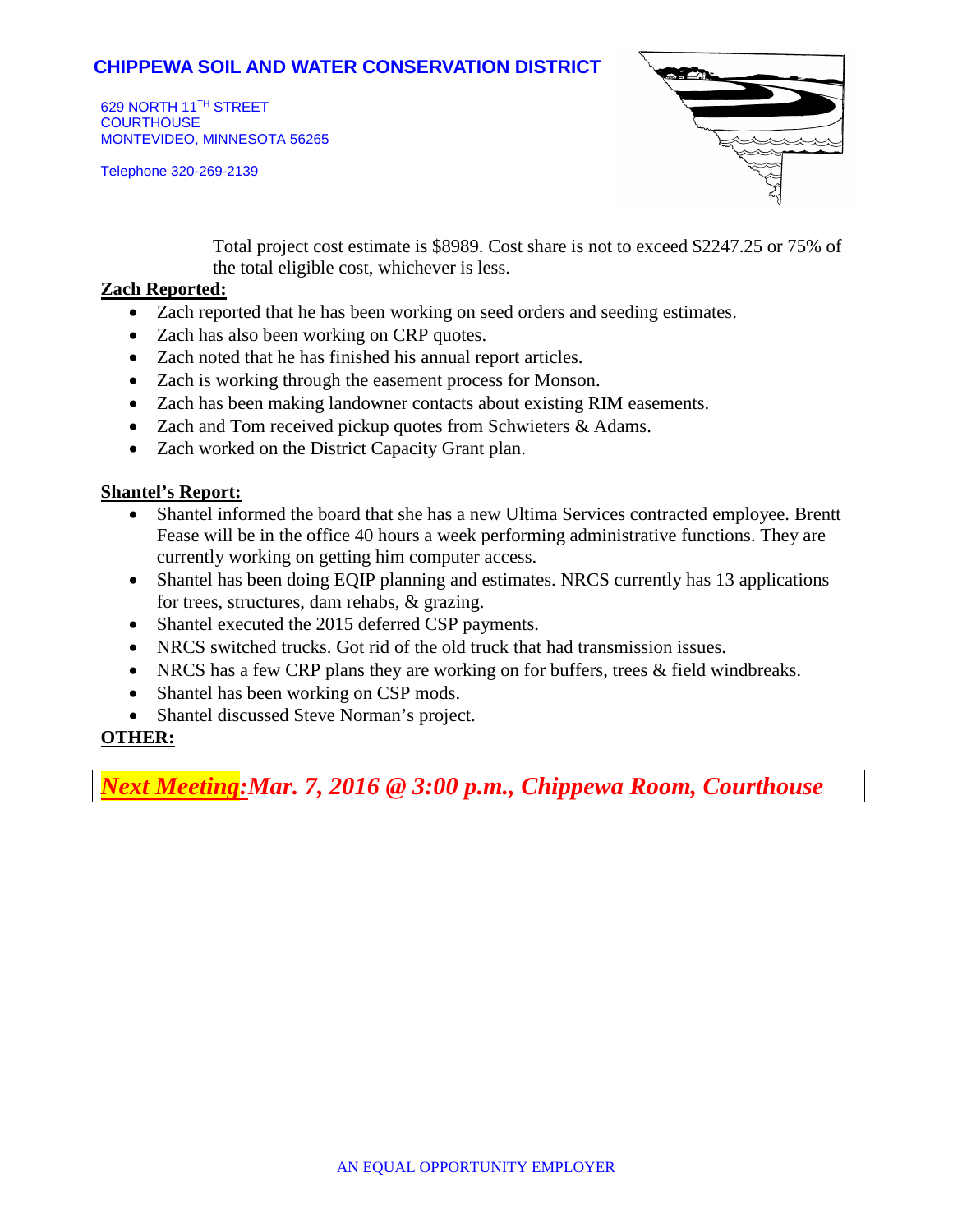**CHIPPEWA SOIL AND WATER CONSERVATION DISTRICT**

629 NORTH 11TH STREET
COURTHOUSE
MONTEVIDEO, MINNESOTA 56265

Telephone 320-269-2139

Total project cost estimate is $8989. Cost share is not to exceed $2247.25 or 75% of the total eligible cost, whichever is less.

**Zach Reported:**

- Zach reported that he has been working on seed orders and seeding estimates.
- Zach has also been working on CRP quotes.
- Zach noted that he has finished his annual report articles.
- Zach is working through the easement process for Monson.
- Zach has been making landowner contacts about existing RIM easements.
- Zach and Tom received pickup quotes from Schwieters & Adams.
- Zach worked on the District Capacity Grant plan.

**Shantel's Report:**

- Shantel informed the board that she has a new Ultima Services contracted employee. Brentt Fease will be in the office 40 hours a week performing administrative functions. They are currently working on getting him computer access.
- Shantel has been doing EQIP planning and estimates. NRCS currently has 13 applications for trees, structures, dam rehabs, & grazing.
- Shantel executed the 2015 deferred CSP payments.
- NRCS switched trucks. Got rid of the old truck that had transmission issues.
- NRCS has a few CRP plans they are working on for buffers, trees & field windbreaks.
- Shantel has been working on CSP mods.
- Shantel discussed Steve Norman's project.

**OTHER:**

***Next Meeting:Mar. 7, 2016 @ 3:00 p.m., Chippewa Room, Courthouse***

AN EQUAL OPPORTUNITY EMPLOYER